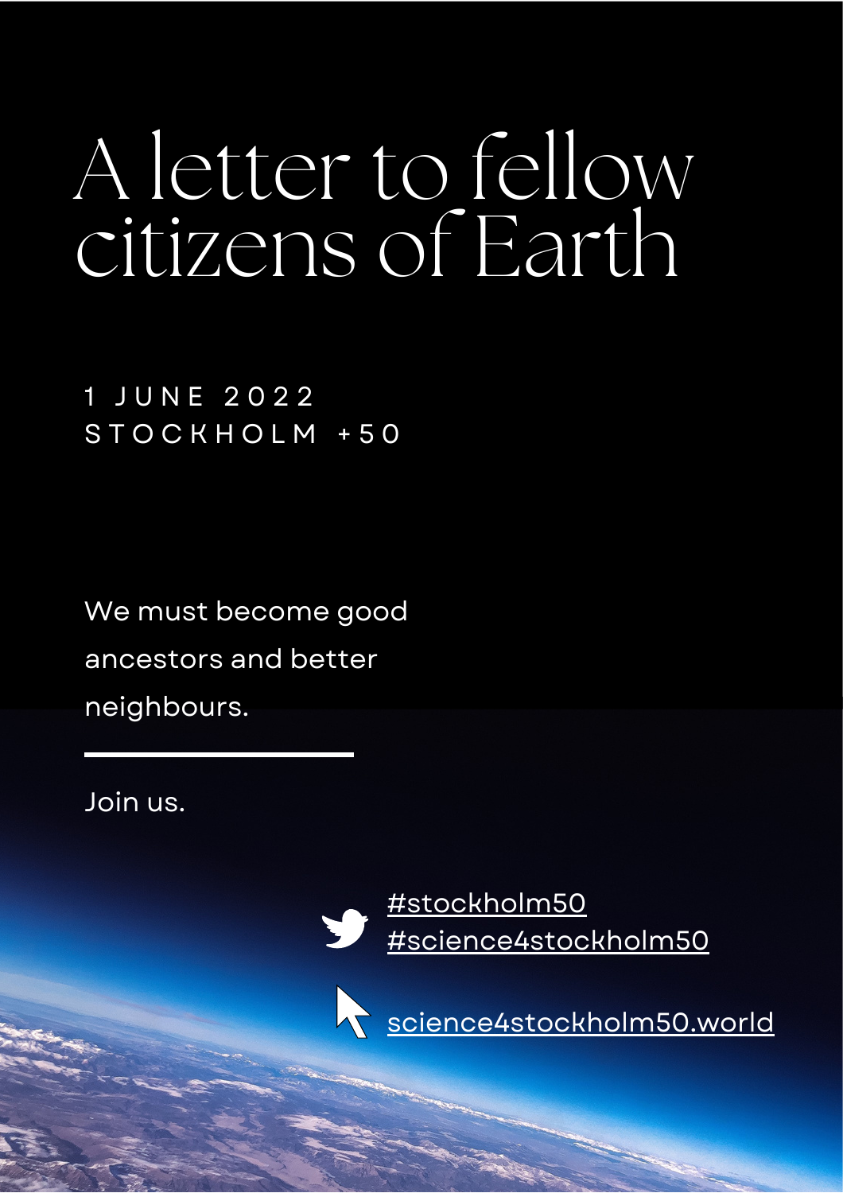# A letter to fellow citizens of Earth

1 JUNE 2022
STOCKHOLM +50

We must become good ancestors and better neighbours.

Join us.

#stockholm50
#science4stockholm50

science4stockholm50.world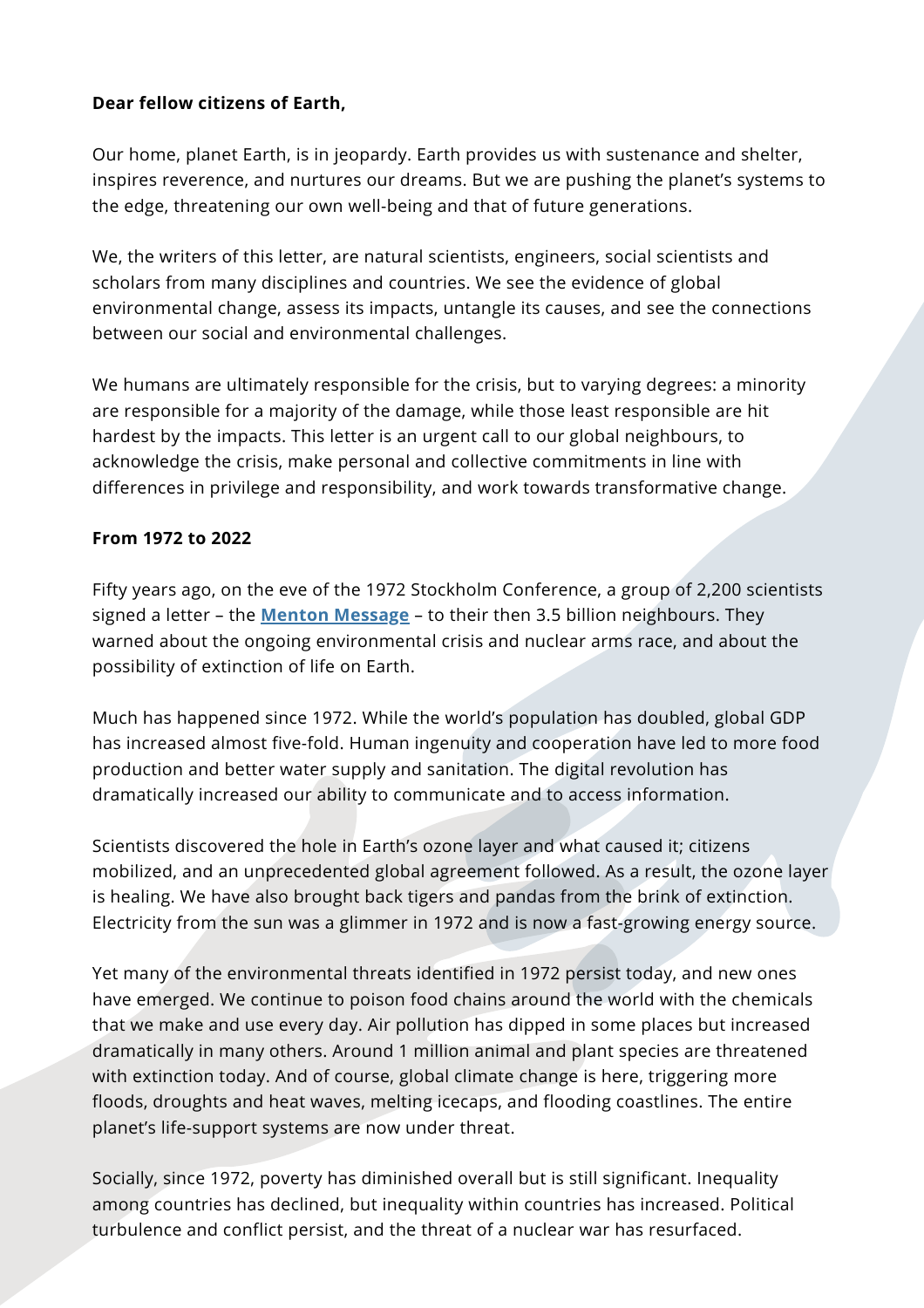**Dear fellow citizens of Earth,**

Our home, planet Earth, is in jeopardy. Earth provides us with sustenance and shelter, inspires reverence, and nurtures our dreams. But we are pushing the planet's systems to the edge, threatening our own well-being and that of future generations.

We, the writers of this letter, are natural scientists, engineers, social scientists and scholars from many disciplines and countries. We see the evidence of global environmental change, assess its impacts, untangle its causes, and see the connections between our social and environmental challenges.

We humans are ultimately responsible for the crisis, but to varying degrees: a minority are responsible for a majority of the damage, while those least responsible are hit hardest by the impacts. This letter is an urgent call to our global neighbours, to acknowledge the crisis, make personal and collective commitments in line with differences in privilege and responsibility, and work towards transformative change.

**From 1972 to 2022**

Fifty years ago, on the eve of the 1972 Stockholm Conference, a group of 2,200 scientists signed a letter – the **Menton Message** – to their then 3.5 billion neighbours. They warned about the ongoing environmental crisis and nuclear arms race, and about the possibility of extinction of life on Earth.

Much has happened since 1972. While the world's population has doubled, global GDP has increased almost five-fold. Human ingenuity and cooperation have led to more food production and better water supply and sanitation. The digital revolution has dramatically increased our ability to communicate and to access information.

Scientists discovered the hole in Earth's ozone layer and what caused it; citizens mobilized, and an unprecedented global agreement followed. As a result, the ozone layer is healing. We have also brought back tigers and pandas from the brink of extinction. Electricity from the sun was a glimmer in 1972 and is now a fast-growing energy source.

Yet many of the environmental threats identified in 1972 persist today, and new ones have emerged. We continue to poison food chains around the world with the chemicals that we make and use every day. Air pollution has dipped in some places but increased dramatically in many others. Around 1 million animal and plant species are threatened with extinction today. And of course, global climate change is here, triggering more floods, droughts and heat waves, melting icecaps, and flooding coastlines. The entire planet's life-support systems are now under threat.

Socially, since 1972, poverty has diminished overall but is still significant. Inequality among countries has declined, but inequality within countries has increased. Political turbulence and conflict persist, and the threat of a nuclear war has resurfaced.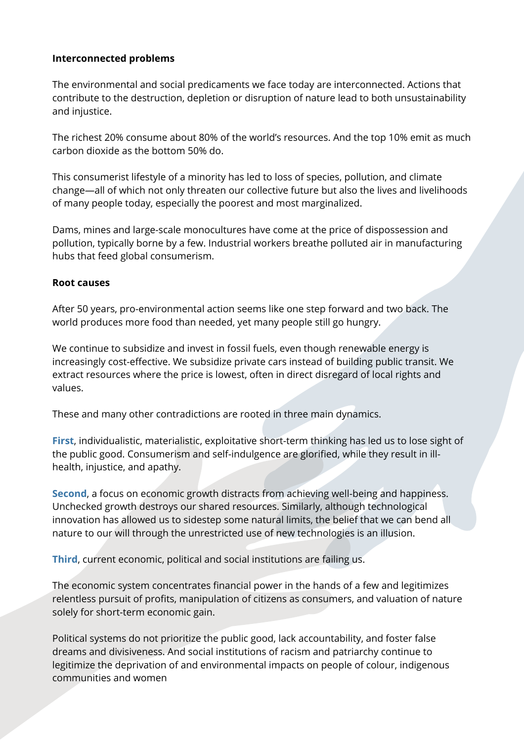**Interconnected problems**

The environmental and social predicaments we face today are interconnected. Actions that contribute to the destruction, depletion or disruption of nature lead to both unsustainability and injustice.

The richest 20% consume about 80% of the world's resources. And the top 10% emit as much carbon dioxide as the bottom 50% do.

This consumerist lifestyle of a minority has led to loss of species, pollution, and climate change—all of which not only threaten our collective future but also the lives and livelihoods of many people today, especially the poorest and most marginalized.

Dams, mines and large-scale monocultures have come at the price of dispossession and pollution, typically borne by a few. Industrial workers breathe polluted air in manufacturing hubs that feed global consumerism.

**Root causes**

After 50 years, pro-environmental action seems like one step forward and two back. The world produces more food than needed, yet many people still go hungry.

We continue to subsidize and invest in fossil fuels, even though renewable energy is increasingly cost-effective. We subsidize private cars instead of building public transit. We extract resources where the price is lowest, often in direct disregard of local rights and values.

These and many other contradictions are rooted in three main dynamics.

**First**, individualistic, materialistic, exploitative short-term thinking has led us to lose sight of the public good. Consumerism and self-indulgence are glorified, while they result in ill-health, injustice, and apathy.

**Second**, a focus on economic growth distracts from achieving well-being and happiness. Unchecked growth destroys our shared resources. Similarly, although technological innovation has allowed us to sidestep some natural limits, the belief that we can bend all nature to our will through the unrestricted use of new technologies is an illusion.

**Third**, current economic, political and social institutions are failing us.

The economic system concentrates financial power in the hands of a few and legitimizes relentless pursuit of profits, manipulation of citizens as consumers, and valuation of nature solely for short-term economic gain.

Political systems do not prioritize the public good, lack accountability, and foster false dreams and divisiveness. And social institutions of racism and patriarchy continue to legitimize the deprivation of and environmental impacts on people of colour, indigenous communities and women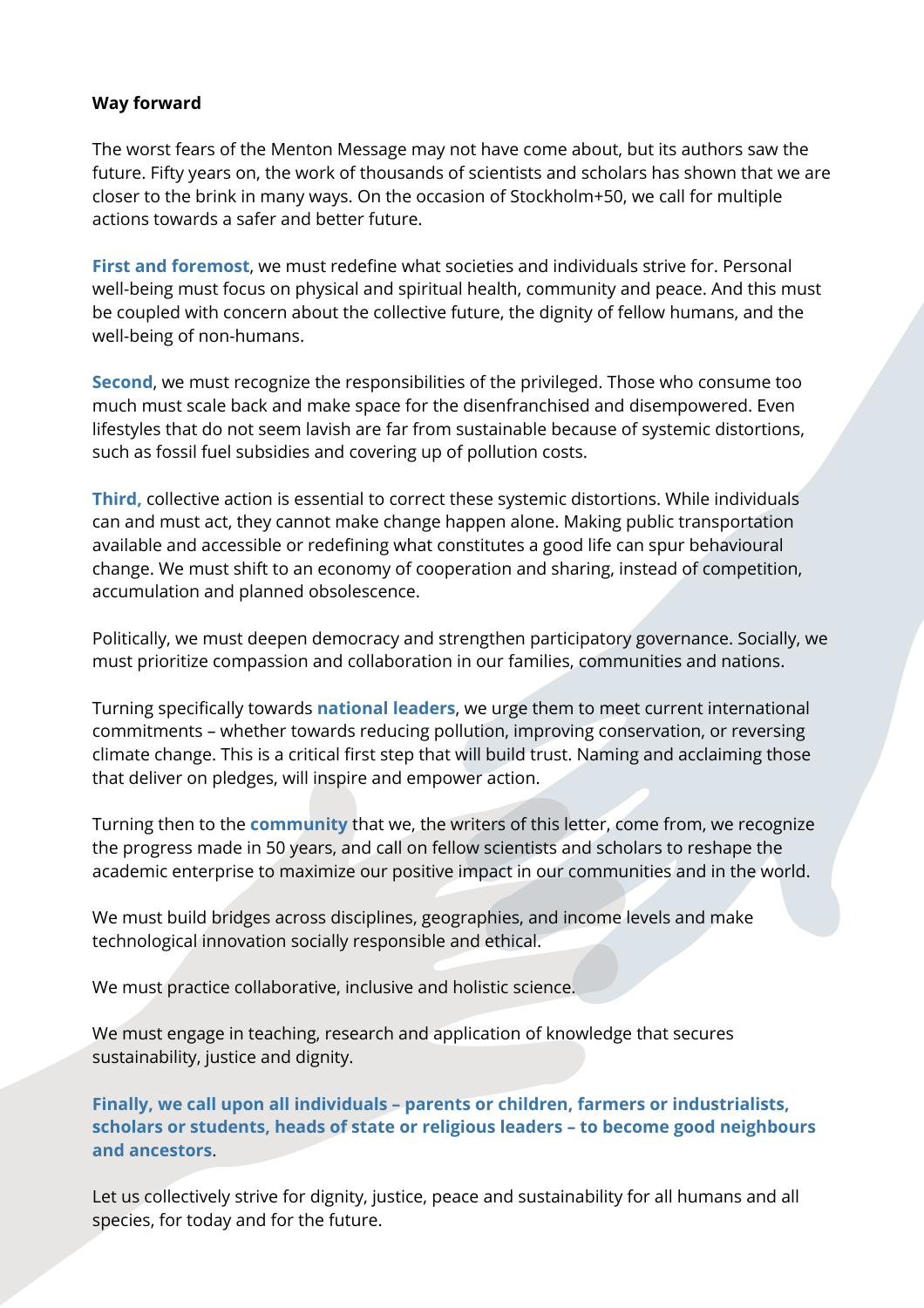**Way forward**

The worst fears of the Menton Message may not have come about, but its authors saw the future. Fifty years on, the work of thousands of scientists and scholars has shown that we are closer to the brink in many ways. On the occasion of Stockholm+50, we call for multiple actions towards a safer and better future.

**First and foremost**, we must redefine what societies and individuals strive for. Personal well-being must focus on physical and spiritual health, community and peace. And this must be coupled with concern about the collective future, the dignity of fellow humans, and the well-being of non-humans.

**Second**, we must recognize the responsibilities of the privileged. Those who consume too much must scale back and make space for the disenfranchised and disempowered. Even lifestyles that do not seem lavish are far from sustainable because of systemic distortions, such as fossil fuel subsidies and covering up of pollution costs.

**Third,** collective action is essential to correct these systemic distortions. While individuals can and must act, they cannot make change happen alone. Making public transportation available and accessible or redefining what constitutes a good life can spur behavioural change. We must shift to an economy of cooperation and sharing, instead of competition, accumulation and planned obsolescence.

Politically, we must deepen democracy and strengthen participatory governance. Socially, we must prioritize compassion and collaboration in our families, communities and nations.

Turning specifically towards **national leaders**, we urge them to meet current international commitments – whether towards reducing pollution, improving conservation, or reversing climate change. This is a critical first step that will build trust. Naming and acclaiming those that deliver on pledges, will inspire and empower action.

Turning then to the **community** that we, the writers of this letter, come from, we recognize the progress made in 50 years, and call on fellow scientists and scholars to reshape the academic enterprise to maximize our positive impact in our communities and in the world.

We must build bridges across disciplines, geographies, and income levels and make technological innovation socially responsible and ethical.

We must practice collaborative, inclusive and holistic science.

We must engage in teaching, research and application of knowledge that secures sustainability, justice and dignity.

**Finally, we call upon all individuals – parents or children, farmers or industrialists, scholars or students, heads of state or religious leaders – to become good neighbours and ancestors**.

Let us collectively strive for dignity, justice, peace and sustainability for all humans and all species, for today and for the future.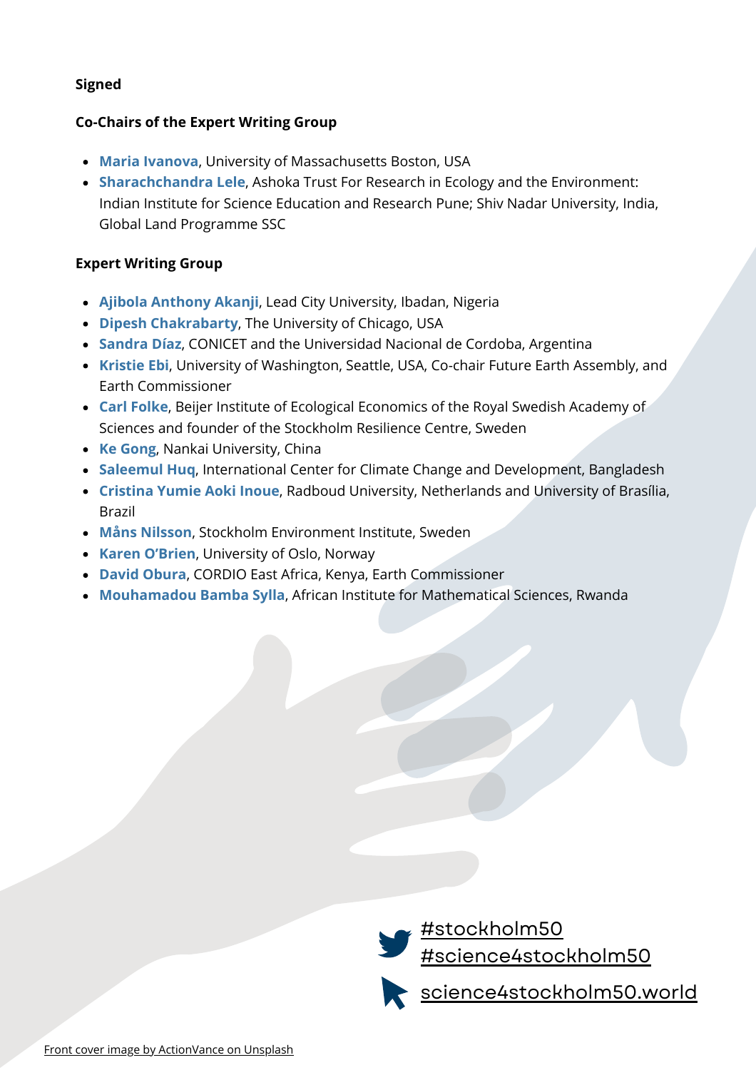**Signed**

**Co-Chairs of the Expert Writing Group**

- **Maria Ivanova**, University of Massachusetts Boston, USA
- **Sharachchandra Lele**, Ashoka Trust For Research in Ecology and the Environment: Indian Institute for Science Education and Research Pune; Shiv Nadar University, India, Global Land Programme SSC

**Expert Writing Group**

- **Ajibola Anthony Akanji**, Lead City University, Ibadan, Nigeria
- **Dipesh Chakrabarty**, The University of Chicago, USA
- **Sandra Díaz**, CONICET and the Universidad Nacional de Cordoba, Argentina
- **Kristie Ebi**, University of Washington, Seattle, USA, Co-chair Future Earth Assembly, and Earth Commissioner
- **Carl Folke**, Beijer Institute of Ecological Economics of the Royal Swedish Academy of Sciences and founder of the Stockholm Resilience Centre, Sweden
- **Ke Gong**, Nankai University, China
- **Saleemul Huq**, International Center for Climate Change and Development, Bangladesh
- **Cristina Yumie Aoki Inoue**, Radboud University, Netherlands and University of Brasília, Brazil
- **Måns Nilsson**, Stockholm Environment Institute, Sweden
- **Karen O'Brien**, University of Oslo, Norway
- **David Obura**, CORDIO East Africa, Kenya, Earth Commissioner
- **Mouhamadou Bamba Sylla**, African Institute for Mathematical Sciences, Rwanda

#stockholm50
#science4stockholm50

science4stockholm50.world

Front cover image by ActionVance on Unsplash